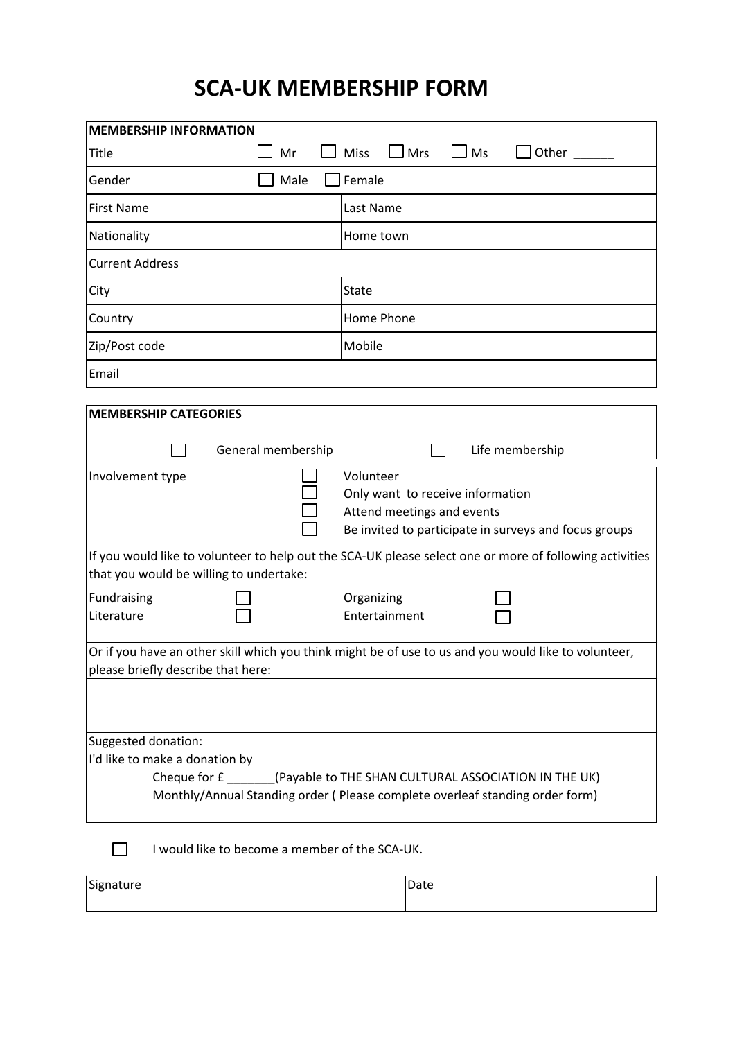# SCA-UK MEMBERSHIP FORM

| MEMBERSHIP INFORMATION | |
|---|---|
| Title | ☐ Mr ☐ Miss ☐ Mrs ☐ Ms ☐ Other ______ |
| Gender | ☐ Male ☐ Female |
| First Name | Last Name |
| Nationality | Home town |
| Current Address | |
| City | State |
| Country | Home Phone |
| Zip/Post code | Mobile |
| Email | |

**MEMBERSHIP CATEGORIES**

☐ General membership ☐ Life membership

Involvement type

- ☐ Volunteer
- ☐ Only want to receive information
- ☐ Attend meetings and events
- ☐ Be invited to participate in surveys and focus groups

If you would like to volunteer to help out the SCA-UK please select one or more of following activities that you would be willing to undertake:

| | | | |
|---|---|---|---|
| Fundraising | ☐ | Organizing | ☐ |
| Literature | ☐ | Entertainment | ☐ |

Or if you have an other skill which you think might be of use to us and you would like to volunteer, please briefly describe that here:

Suggested donation:

I'd like to make a donation by

Cheque for £ _______(Payable to THE SHAN CULTURAL ASSOCIATION IN THE UK)

Monthly/Annual Standing order ( Please complete overleaf standing order form)

☐ I would like to become a member of the SCA-UK.

| Signature | Date |
|---|---|
| | |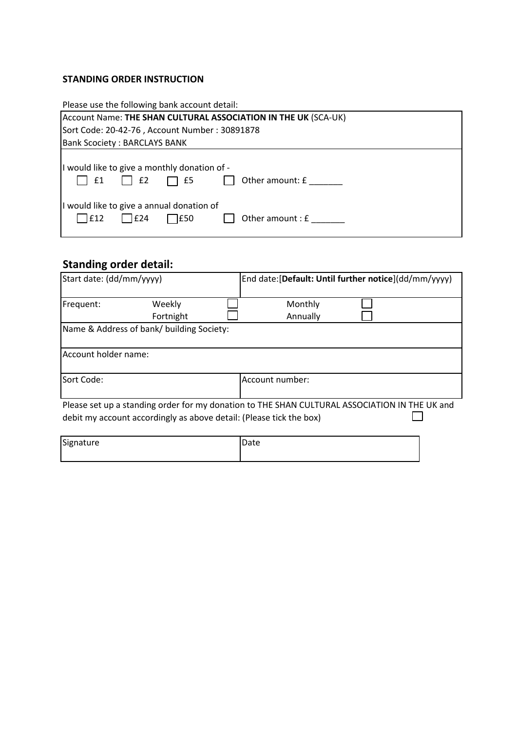**STANDING ORDER INSTRUCTION**

Please use the following bank account detail:

| |
|---|
| Account Name: **THE SHAN CULTURAL ASSOCIATION IN THE UK** (SCA-UK) |
| Sort Code: 20-42-76 , Account Number : 30891878 |
| Bank Scociety : BARCLAYS BANK |
| I would like to give a monthly donation of - ☐ £1 ☐ £2 ☐ £5 ☐ Other amount: £ _______ |
| I would like to give a annual donation of ☐ £12 ☐ £24 ☐ £50 ☐ Other amount : £ _______ |

## Standing order detail:

| | | | | | |
|---|---|---|---|---|---|
| Start date: (dd/mm/yyyy) | | | End date:[**Default: Until further notice**](dd/mm/yyyy) | | |
| Frequent: | Weekly | ☐ | Monthly | ☐ | |
| | Fortnight | ☐ | Annually | ☐ | |
| Name & Address of bank/ building Society: | | | | | |
| Account holder name: | | | | | |
| Sort Code: | | | Account number: | | |

Please set up a standing order for my donation to THE SHAN CULTURAL ASSOCIATION IN THE UK and debit my account accordingly as above detail: (Please tick the box) ☐

| | |
|---|---|
| Signature | Date |